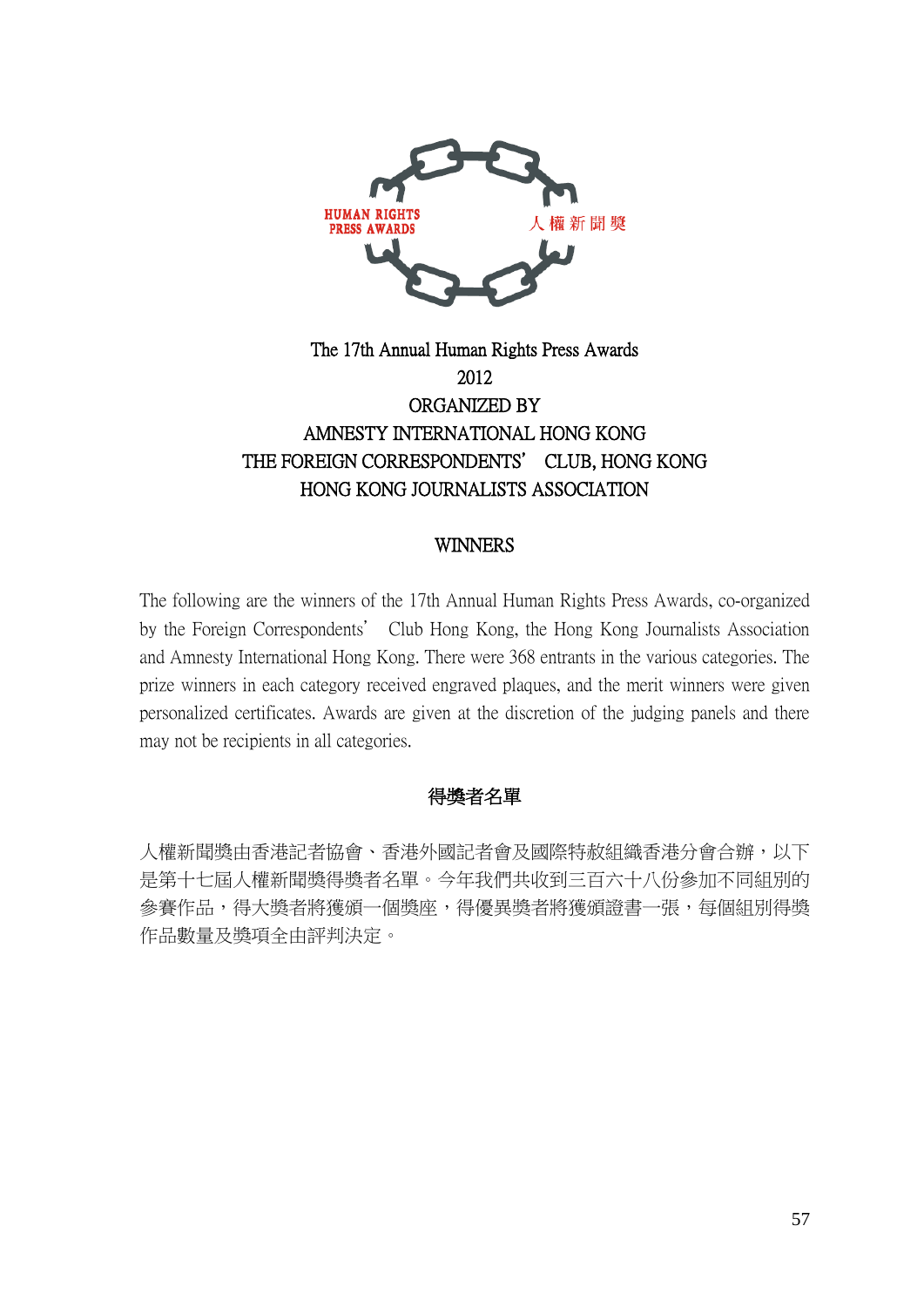HUMAN RIGHTS PRESS AWARDS 人權新聞獎

# The 17th Annual Human Rights Press Awards
# 2012

ORGANIZED BY
AMNESTY INTERNATIONAL HONG KONG
THE FOREIGN CORRESPONDENTS' CLUB, HONG KONG
HONG KONG JOURNALISTS ASSOCIATION

## WINNERS

The following are the winners of the 17th Annual Human Rights Press Awards, co-organized by the Foreign Correspondents' Club Hong Kong, the Hong Kong Journalists Association and Amnesty International Hong Kong. There were 368 entrants in the various categories. The prize winners in each category received engraved plaques, and the merit winners were given personalized certificates. Awards are given at the discretion of the judging panels and there may not be recipients in all categories.

## 得獎者名單

人權新聞獎由香港記者協會、香港外國記者會及國際特赦組織香港分會合辦，以下是第十七屆人權新聞獎得獎者名單。今年我們共收到三百六十八份參加不同組別的參賽作品，得大獎者將獲頒一個獎座，得優異獎者將獲頒證書一張，每個組別得獎作品數量及獎項全由評判決定。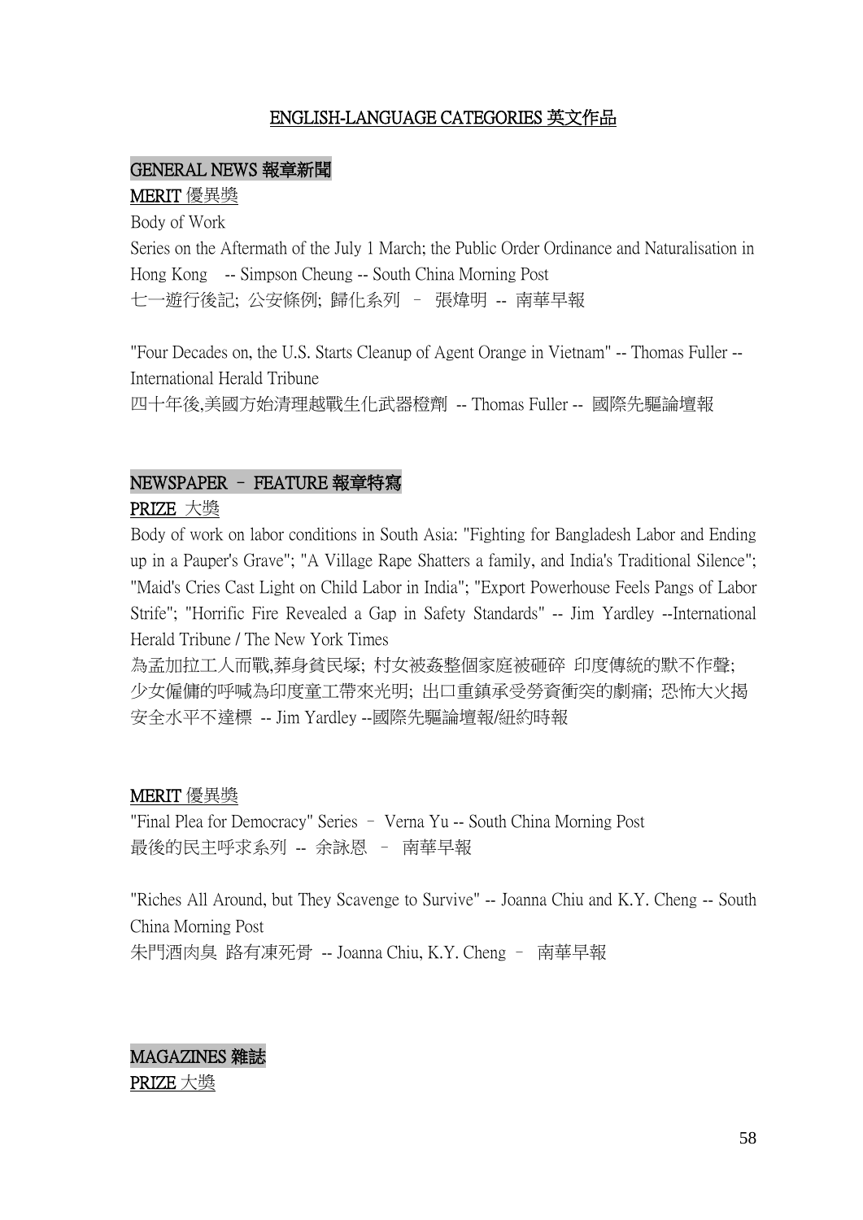## ENGLISH-LANGUAGE CATEGORIES 英文作品

### GENERAL NEWS 報章新聞

**MERIT 優異獎**

Body of Work

Series on the Aftermath of the July 1 March; the Public Order Ordinance and Naturalisation in Hong Kong -- Simpson Cheung -- South China Morning Post

七一遊行後記; 公安條例; 歸化系列 – 張煒明 -- 南華早報

"Four Decades on, the U.S. Starts Cleanup of Agent Orange in Vietnam" -- Thomas Fuller -- International Herald Tribune

四十年後,美國方始清理越戰生化武器橙劑 -- Thomas Fuller -- 國際先驅論壇報

### NEWSPAPER – FEATURE 報章特寫

**PRIZE 大獎**

Body of work on labor conditions in South Asia: "Fighting for Bangladesh Labor and Ending up in a Pauper's Grave"; "A Village Rape Shatters a family, and India's Traditional Silence"; "Maid's Cries Cast Light on Child Labor in India"; "Export Powerhouse Feels Pangs of Labor Strife"; "Horrific Fire Revealed a Gap in Safety Standards" -- Jim Yardley --International Herald Tribune / The New York Times

為孟加拉工人而戰,葬身貧民塚; 村女被姦整個家庭被砸碎 印度傳統的默不作聲; 少女僱傭的呼喊為印度童工帶來光明; 出口重鎮承受勞資衝突的劇痛; 恐怖大火揭安全水平不達標 -- Jim Yardley --國際先驅論壇報/紐約時報

**MERIT 優異獎**

"Final Plea for Democracy" Series – Verna Yu -- South China Morning Post

最後的民主呼求系列 -- 余詠恩 – 南華早報

"Riches All Around, but They Scavenge to Survive" -- Joanna Chiu and K.Y. Cheng -- South China Morning Post

朱門酒肉臭 路有凍死骨 -- Joanna Chiu, K.Y. Cheng – 南華早報

### MAGAZINES 雜誌

**PRIZE 大獎**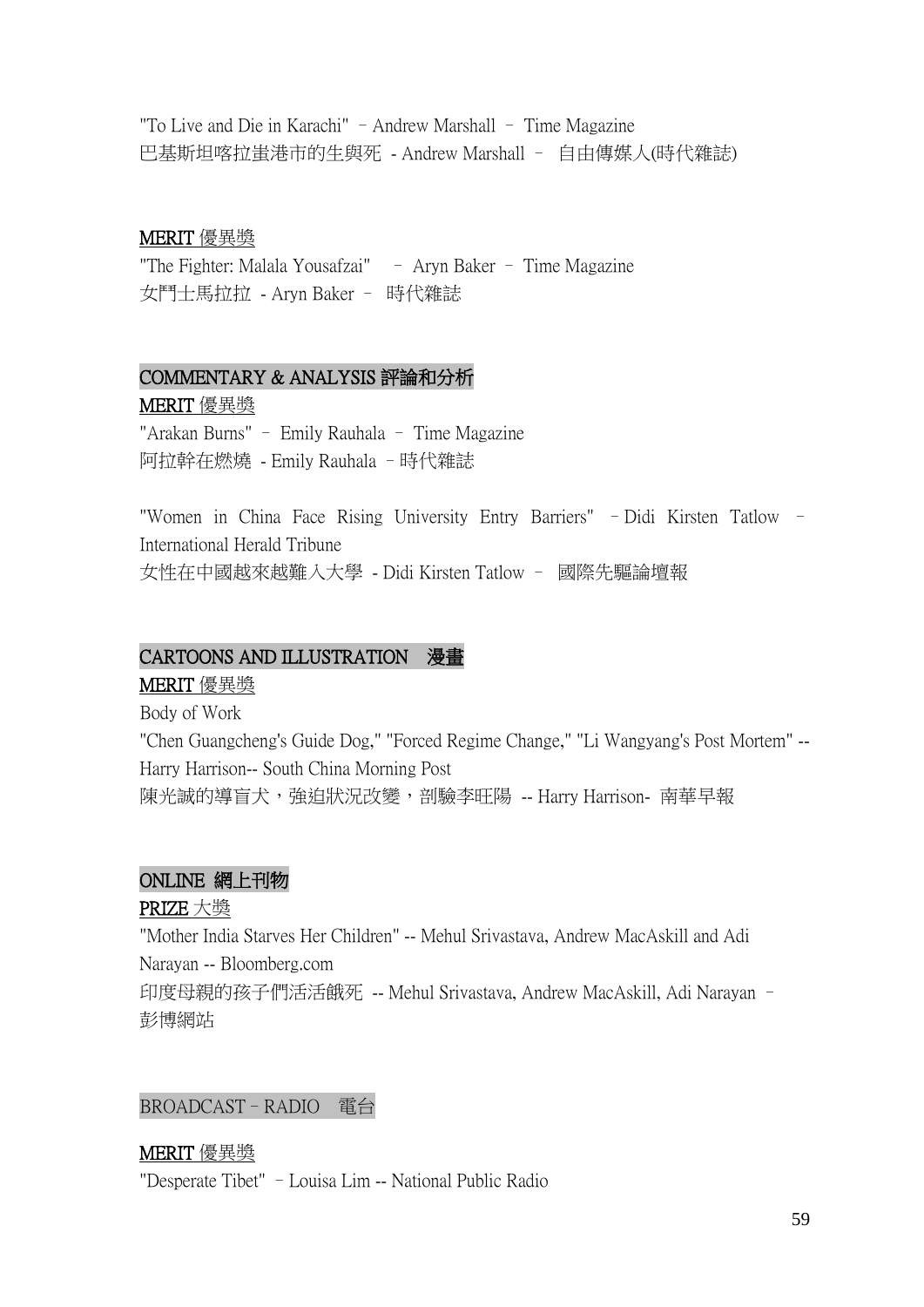"To Live and Die in Karachi" – Andrew Marshall – Time Magazine
巴基斯坦喀拉蚩港市的生與死 - Andrew Marshall – 自由傳媒人(時代雜誌)

<u>MERIT 優異獎</u>
"The Fighter: Malala Yousafzai" – Aryn Baker – Time Magazine
女鬥士馬拉拉 - Aryn Baker – 時代雜誌

## COMMENTARY & ANALYSIS 評論和分析

<u>MERIT 優異獎</u>
"Arakan Burns" – Emily Rauhala – Time Magazine
阿拉幹在燃燒 - Emily Rauhala –時代雜誌

"Women in China Face Rising University Entry Barriers" – Didi Kirsten Tatlow – International Herald Tribune
女性在中國越來越難入大學 - Didi Kirsten Tatlow – 國際先驅論壇報

## CARTOONS AND ILLUSTRATION 漫畫

<u>MERIT 優異獎</u>
Body of Work
"Chen Guangcheng's Guide Dog," "Forced Regime Change," "Li Wangyang's Post Mortem" -- Harry Harrison-- South China Morning Post
陳光誠的導盲犬，強迫狀況改變，剖驗李旺陽 -- Harry Harrison- 南華早報

## ONLINE 網上刊物

<u>PRIZE 大獎</u>
"Mother India Starves Her Children" -- Mehul Srivastava, Andrew MacAskill and Adi Narayan -- Bloomberg.com
印度母親的孩子們活活餓死 -- Mehul Srivastava, Andrew MacAskill, Adi Narayan – 彭博網站

## BROADCAST – RADIO 電台

<u>MERIT 優異獎</u>
"Desperate Tibet" – Louisa Lim -- National Public Radio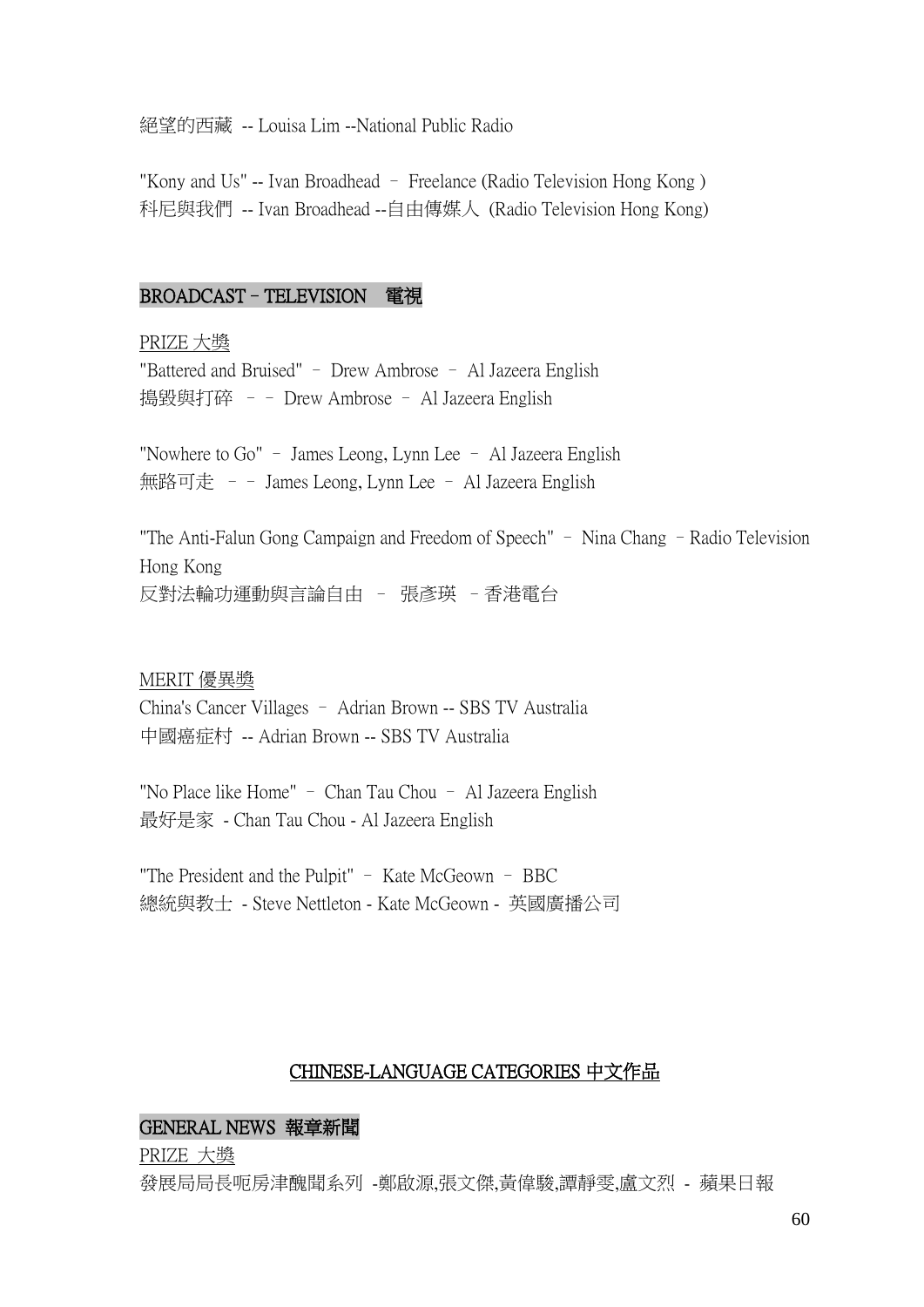絕望的西藏 -- Louisa Lim --National Public Radio

"Kony and Us" -- Ivan Broadhead – Freelance (Radio Television Hong Kong )
科尼與我們 -- Ivan Broadhead --自由傳媒人 (Radio Television Hong Kong)

## BROADCAST – TELEVISION 電視

PRIZE 大獎

"Battered and Bruised" – Drew Ambrose – Al Jazeera English
搗毀與打碎 – – Drew Ambrose – Al Jazeera English

"Nowhere to Go" – James Leong, Lynn Lee – Al Jazeera English
無路可走 – – James Leong, Lynn Lee – Al Jazeera English

"The Anti-Falun Gong Campaign and Freedom of Speech" – Nina Chang – Radio Television Hong Kong
反對法輪功運動與言論自由 – 張彥瑛 – 香港電台

MERIT 優異獎

China's Cancer Villages – Adrian Brown -- SBS TV Australia
中國癌症村 -- Adrian Brown -- SBS TV Australia

"No Place like Home" – Chan Tau Chou – Al Jazeera English
最好是家 - Chan Tau Chou - Al Jazeera English

"The President and the Pulpit" – Kate McGeown – BBC
總統與教士 - Steve Nettleton - Kate McGeown - 英國廣播公司

# CHINESE-LANGUAGE CATEGORIES 中文作品

## GENERAL NEWS 報章新聞

PRIZE 大獎

發展局局長呃房津醜聞系列 -鄭啟源,張文傑,黃偉駿,譚靜雯,盧文烈 - 蘋果日報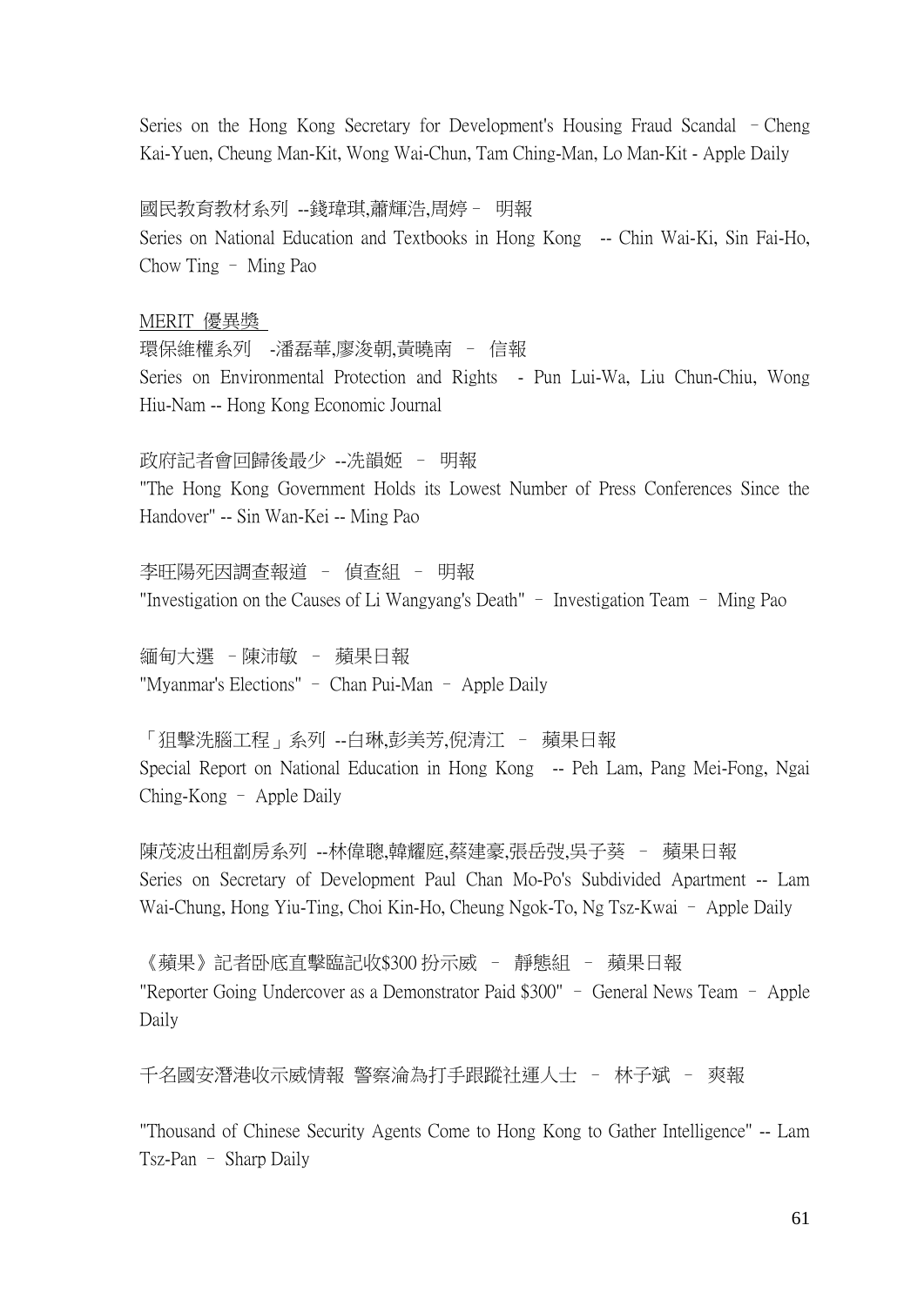Series on the Hong Kong Secretary for Development's Housing Fraud Scandal – Cheng Kai-Yuen, Cheung Man-Kit, Wong Wai-Chun, Tam Ching-Man, Lo Man-Kit - Apple Daily

國民教育教材系列 --錢瑋琪,蕭輝浩,周婷 – 明報
Series on National Education and Textbooks in Hong Kong -- Chin Wai-Ki, Sin Fai-Ho, Chow Ting – Ming Pao

MERIT 優異獎

環保維權系列 -潘磊華,廖浚朝,黃曉南 – 信報
Series on Environmental Protection and Rights - Pun Lui-Wa, Liu Chun-Chiu, Wong Hiu-Nam -- Hong Kong Economic Journal

政府記者會回歸後最少 --冼韻姬 – 明報
"The Hong Kong Government Holds its Lowest Number of Press Conferences Since the Handover" -- Sin Wan-Kei -- Ming Pao

李旺陽死因調查報道 – 偵查組 – 明報
"Investigation on the Causes of Li Wangyang's Death" – Investigation Team – Ming Pao

緬甸大選 –陳沛敏 – 蘋果日報
"Myanmar's Elections" – Chan Pui-Man – Apple Daily

「狙擊洗腦工程」系列 --白琳,彭美芳,倪清江 – 蘋果日報
Special Report on National Education in Hong Kong -- Peh Lam, Pang Mei-Fong, Ngai Ching-Kong – Apple Daily

陳茂波出租劏房系列 --林偉聰,韓耀庭,蔡建豪,張岳弢,吳子葵 – 蘋果日報
Series on Secretary of Development Paul Chan Mo-Po's Subdivided Apartment -- Lam Wai-Chung, Hong Yiu-Ting, Choi Kin-Ho, Cheung Ngok-To, Ng Tsz-Kwai – Apple Daily

《蘋果》記者臥底直擊臨記收$300 扮示威 – 靜態組 – 蘋果日報
"Reporter Going Undercover as a Demonstrator Paid $300" – General News Team – Apple Daily

千名國安潛港收示威情報 警察淪為打手跟蹤社運人士 – 林子斌 – 爽報

"Thousand of Chinese Security Agents Come to Hong Kong to Gather Intelligence" -- Lam Tsz-Pan – Sharp Daily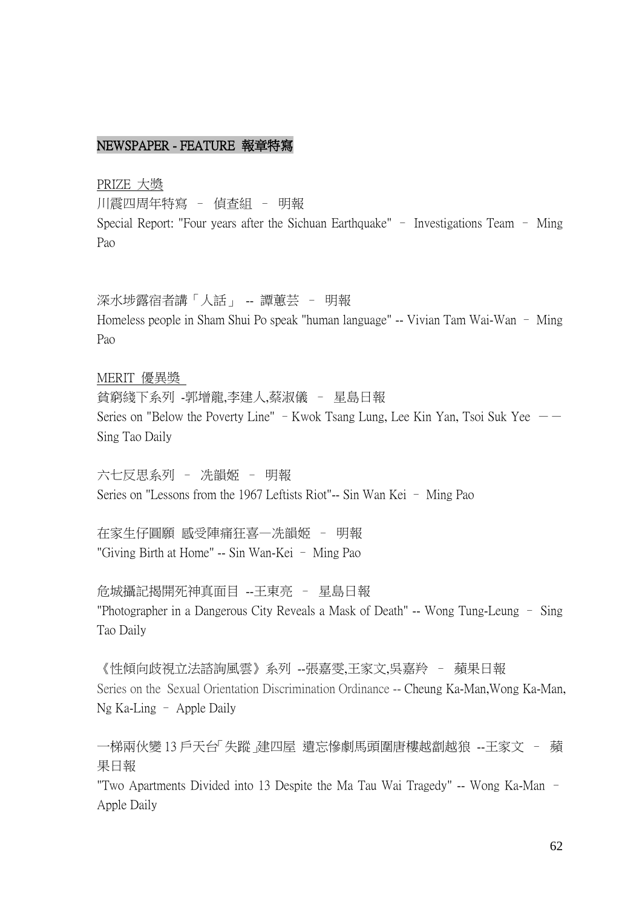## NEWSPAPER - FEATURE 報章特寫

PRIZE 大獎

川震四周年特寫 – 偵查組 – 明報
Special Report: "Four years after the Sichuan Earthquake" – Investigations Team – Ming Pao

深水埗露宿者講「人話」 -- 譚蕙芸 – 明報
Homeless people in Sham Shui Po speak "human language" -- Vivian Tam Wai-Wan – Ming Pao

MERIT 優異獎

貧窮綫下系列 -郭增龍,李建人,蔡淑儀 – 星島日報
Series on "Below the Poverty Line" – Kwok Tsang Lung, Lee Kin Yan, Tsoi Suk Yee —— Sing Tao Daily

六七反思系列 – 冼韻姬 – 明報
Series on "Lessons from the 1967 Leftists Riot"-- Sin Wan Kei – Ming Pao

在家生仔圓願 感受陣痛狂喜—冼韻姬 – 明報
"Giving Birth at Home" -- Sin Wan-Kei – Ming Pao

危城攝記揭開死神真面目 --王東亮 – 星島日報
"Photographer in a Dangerous City Reveals a Mask of Death" -- Wong Tung-Leung – Sing Tao Daily

《性傾向歧視立法諮詢風雲》系列 --張嘉雯,王家文,吳嘉羚 – 蘋果日報
Series on the Sexual Orientation Discrimination Ordinance -- Cheung Ka-Man,Wong Ka-Man, Ng Ka-Ling – Apple Daily

一梯兩伙變 13 戶天台「失蹤」建四屋 遺忘慘劇馬頭圍唐樓越劏越狼 --王家文 – 蘋果日報
"Two Apartments Divided into 13 Despite the Ma Tau Wai Tragedy" -- Wong Ka-Man – Apple Daily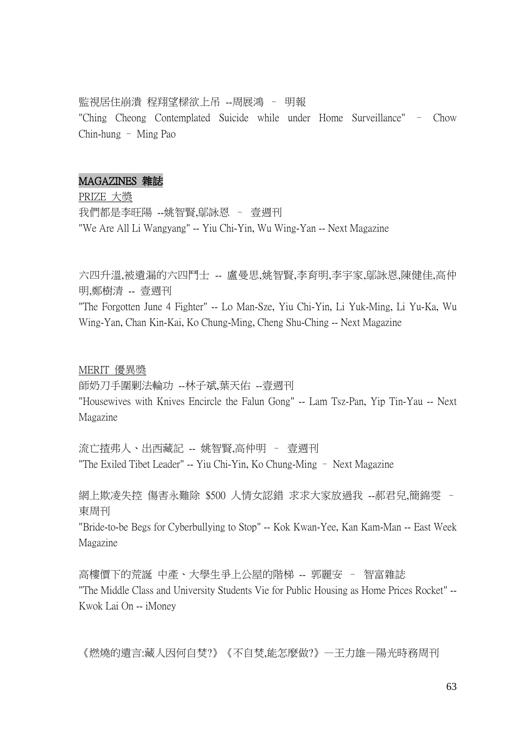監視居住崩潰 程翔望樑欲上吊 --周展鴻 – 明報

"Ching Cheong Contemplated Suicide while under Home Surveillance" – Chow Chin-hung – Ming Pao

## MAGAZINES 雜誌

PRIZE 大獎

我們都是李旺陽 --姚智賢,鄔詠恩 – 壹週刊

"We Are All Li Wangyang" -- Yiu Chi-Yin, Wu Wing-Yan -- Next Magazine

六四升溫,被遺漏的六四鬥士 -- 盧曼思,姚智賢,李育明,李宇家,鄔詠恩,陳健佳,高仲明,鄭樹清 -- 壹週刊

"The Forgotten June 4 Fighter" -- Lo Man-Sze, Yiu Chi-Yin, Li Yuk-Ming, Li Yu-Ka, Wu Wing-Yan, Chan Kin-Kai, Ko Chung-Ming, Cheng Shu-Ching -- Next Magazine

MERIT 優異獎

師奶刀手圍剿法輪功 --林子斌,葉天佑 --壹週刊

"Housewives with Knives Encircle the Falun Gong" -- Lam Tsz-Pan, Yip Tin-Yau -- Next Magazine

流亡揸弗人、出西藏記 -- 姚智賢,高仲明 – 壹週刊

"The Exiled Tibet Leader" -- Yiu Chi-Yin, Ko Chung-Ming – Next Magazine

網上欺凌失控 傷害永難除 $500 人情女認錯 求求大家放過我 --郝君兒,簡錦雯 – 東周刊

"Bride-to-be Begs for Cyberbullying to Stop" -- Kok Kwan-Yee, Kan Kam-Man -- East Week Magazine

高樓價下的荒誕 中產、大學生爭上公屋的階梯 -- 郭麗安 – 智富雜誌

"The Middle Class and University Students Vie for Public Housing as Home Prices Rocket" -- Kwok Lai On -- iMoney

《燃燒的遺言:藏人因何自焚?》《不自焚,能怎麼做?》—王力雄—陽光時務周刊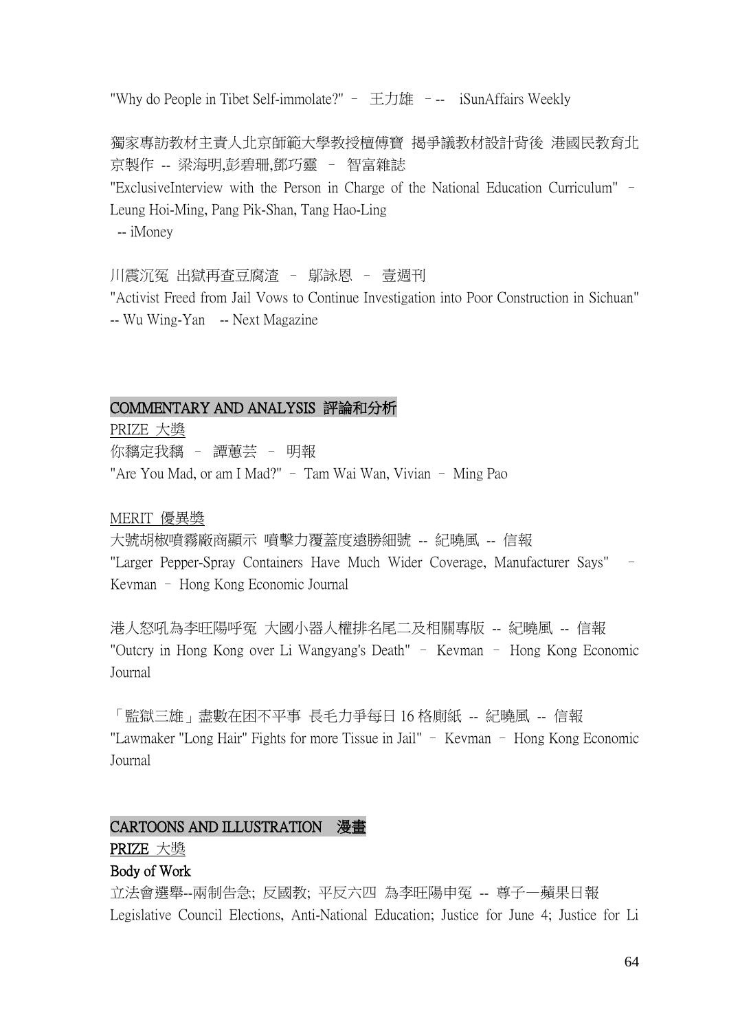"Why do People in Tibet Self-immolate?" – 王力雄 – -- iSunAffairs Weekly

獨家專訪教材主責人北京師範大學教授檀傳寶 揭爭議教材設計背後 港國民教育北京製作 -- 梁海明,彭碧珊,鄧巧靈 – 智富雜誌
"ExclusiveInterview with the Person in Charge of the National Education Curriculum" – Leung Hoi-Ming, Pang Pik-Shan, Tang Hao-Ling
-- iMoney

川震沉冤 出獄再查豆腐渣 – 鄔詠恩 – 壹週刊
"Activist Freed from Jail Vows to Continue Investigation into Poor Construction in Sichuan" -- Wu Wing-Yan -- Next Magazine

## COMMENTARY AND ANALYSIS 評論和分析

PRIZE 大獎
你黐定我黐 – 譚蕙芸 – 明報
"Are You Mad, or am I Mad?" – Tam Wai Wan, Vivian – Ming Pao

MERIT 優異獎
大號胡椒噴霧廠商顯示 噴擊力覆蓋度遠勝細號 -- 紀曉風 -- 信報
"Larger Pepper-Spray Containers Have Much Wider Coverage, Manufacturer Says" – Kevman – Hong Kong Economic Journal

港人怒吼為李旺陽呼冤 大國小器人權排名尾二及相關專版 -- 紀曉風 -- 信報
"Outcry in Hong Kong over Li Wangyang's Death" – Kevman – Hong Kong Economic Journal

「監獄三雄」盡數在困不平事 長毛力爭每日 16 格廁紙 -- 紀曉風 -- 信報
"Lawmaker "Long Hair" Fights for more Tissue in Jail" – Kevman – Hong Kong Economic Journal

## CARTOONS AND ILLUSTRATION 漫畫

**PRIZE** 大獎
**Body of Work**
立法會選舉--兩制告急; 反國教; 平反六四 為李旺陽申冤 -- 尊子—蘋果日報
Legislative Council Elections, Anti-National Education; Justice for June 4; Justice for Li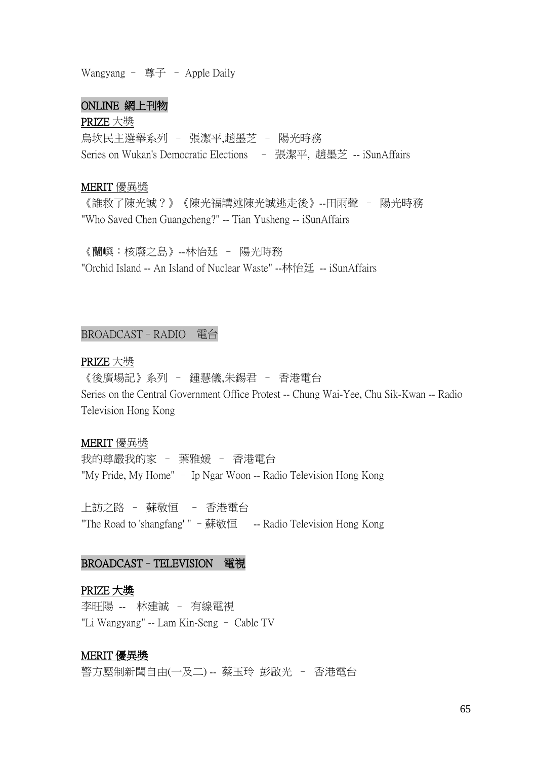Wangyang – 尊子 – Apple Daily

## ONLINE 網上刊物

**PRIZE 大獎**

烏坎民主選舉系列 – 張潔平,趙墨芝 – 陽光時務
Series on Wukan's Democratic Elections – 張潔平, 趙墨芝 -- iSunAffairs

**MERIT 優異獎**

《誰救了陳光誠？》《陳光福講述陳光誠逃走後》--田雨聲 – 陽光時務
"Who Saved Chen Guangcheng?" -- Tian Yusheng -- iSunAffairs

《蘭嶼：核廢之島》--林怡廷 – 陽光時務
"Orchid Island -- An Island of Nuclear Waste" --林怡廷 -- iSunAffairs

## BROADCAST – RADIO 電台

**PRIZE 大獎**

《後廣場記》系列 – 鍾慧儀,朱錫君 – 香港電台
Series on the Central Government Office Protest -- Chung Wai-Yee, Chu Sik-Kwan -- Radio Television Hong Kong

**MERIT 優異獎**

我的尊嚴我的家 – 葉雅媛 – 香港電台
"My Pride, My Home" – Ip Ngar Woon -- Radio Television Hong Kong

上訪之路 – 蘇敬恒 – 香港電台
"The Road to 'shangfang' " – 蘇敬恒 -- Radio Television Hong Kong

## BROADCAST – TELEVISION 電視

**PRIZE 大獎**

李旺陽 -- 林建誠 – 有線電視
"Li Wangyang" -- Lam Kin-Seng – Cable TV

**MERIT 優異獎**

警方壓制新聞自由(一及二) -- 蔡玉玲 彭啟光 – 香港電台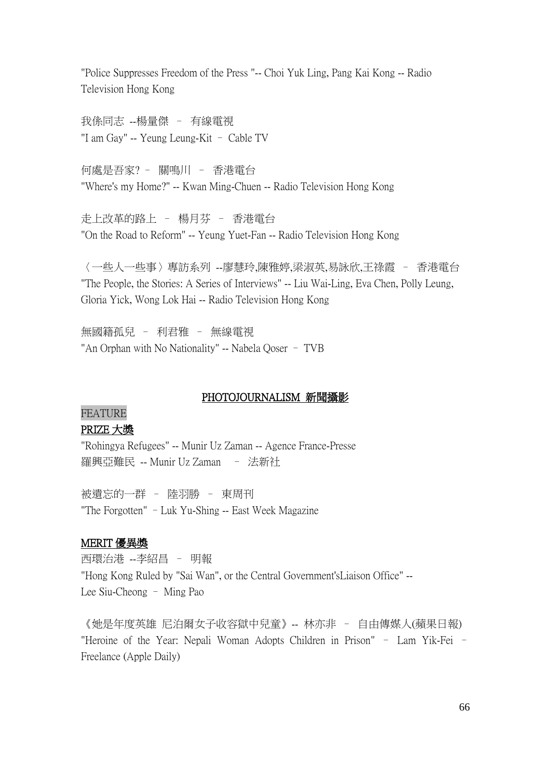"Police Suppresses Freedom of the Press "-- Choi Yuk Ling, Pang Kai Kong -- Radio Television Hong Kong

我係同志 --楊量傑 – 有線電視
"I am Gay" -- Yeung Leung-Kit – Cable TV

何處是吾家? – 關鳴川 – 香港電台
"Where's my Home?" -- Kwan Ming-Chuen -- Radio Television Hong Kong

走上改革的路上 – 楊月芬 – 香港電台
"On the Road to Reform" -- Yeung Yuet-Fan -- Radio Television Hong Kong

〈一些人一些事〉專訪系列 --廖慧玲,陳雅婷,梁淑英,易詠欣,王祿霞 – 香港電台
"The People, the Stories: A Series of Interviews" -- Liu Wai-Ling, Eva Chen, Polly Leung, Gloria Yick, Wong Lok Hai -- Radio Television Hong Kong

無國籍孤兒 – 利君雅 – 無線電視
"An Orphan with No Nationality" -- Nabela Qoser – TVB

## PHOTOJOURNALISM 新聞攝影

FEATURE

### PRIZE 大獎

"Rohingya Refugees" -- Munir Uz Zaman -- Agence France-Presse
羅興亞難民 -- Munir Uz Zaman – 法新社

被遺忘的一群 – 陸羽勝 – 東周刊
"The Forgotten" – Luk Yu-Shing -- East Week Magazine

### MERIT 優異獎

西環治港 --李紹昌 – 明報
"Hong Kong Ruled by "Sai Wan", or the Central Government'sLiaison Office" -- Lee Siu-Cheong – Ming Pao

《她是年度英雄 尼泊爾女子收容獄中兒童》-- 林亦非 – 自由傳媒人(蘋果日報)
"Heroine of the Year: Nepali Woman Adopts Children in Prison" – Lam Yik-Fei – Freelance (Apple Daily)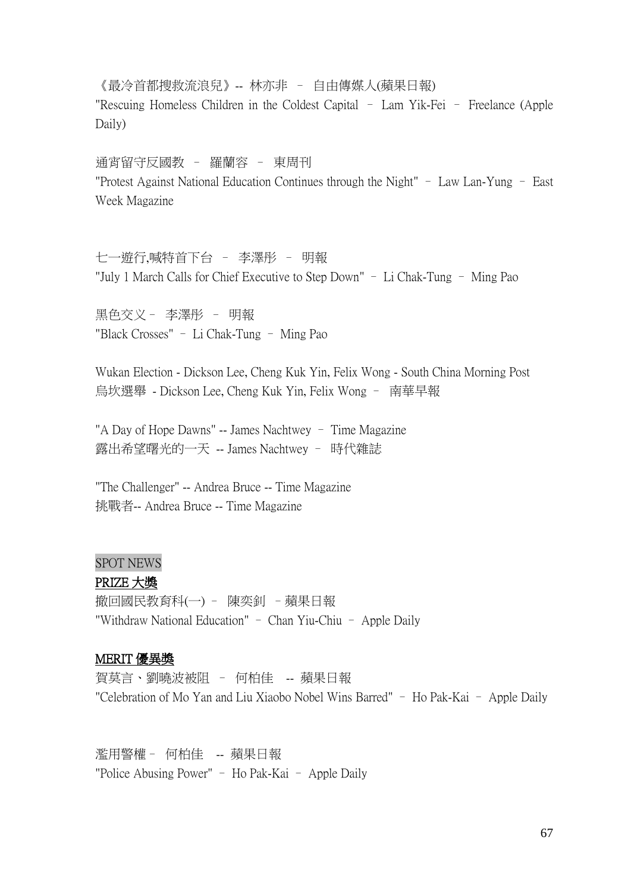《最冷首都搜救流浪兒》-- 林亦非 – 自由傳媒人(蘋果日報)
"Rescuing Homeless Children in the Coldest Capital – Lam Yik-Fei – Freelance (Apple Daily)

通宵留守反國教 – 羅蘭容 – 東周刊
"Protest Against National Education Continues through the Night" – Law Lan-Yung – East Week Magazine

七一遊行,喊特首下台 – 李澤彤 – 明報
"July 1 March Calls for Chief Executive to Step Down" – Li Chak-Tung – Ming Pao

黑色交义 – 李澤彤 – 明報
"Black Crosses" – Li Chak-Tung – Ming Pao

Wukan Election - Dickson Lee, Cheng Kuk Yin, Felix Wong - South China Morning Post
烏坎選舉 - Dickson Lee, Cheng Kuk Yin, Felix Wong – 南華早報

"A Day of Hope Dawns" -- James Nachtwey – Time Magazine
露出希望曙光的一天 -- James Nachtwey – 時代雜誌

"The Challenger" -- Andrea Bruce -- Time Magazine
挑戰者-- Andrea Bruce -- Time Magazine

SPOT NEWS

**PRIZE 大獎**

撤回國民教育科(一) – 陳奕釗 – 蘋果日報
"Withdraw National Education" – Chan Yiu-Chiu – Apple Daily

**MERIT 優異獎**

賀莫言、劉曉波被阻 – 何柏佳 -- 蘋果日報
"Celebration of Mo Yan and Liu Xiaobo Nobel Wins Barred" – Ho Pak-Kai – Apple Daily

濫用警權 – 何柏佳 -- 蘋果日報
"Police Abusing Power" – Ho Pak-Kai – Apple Daily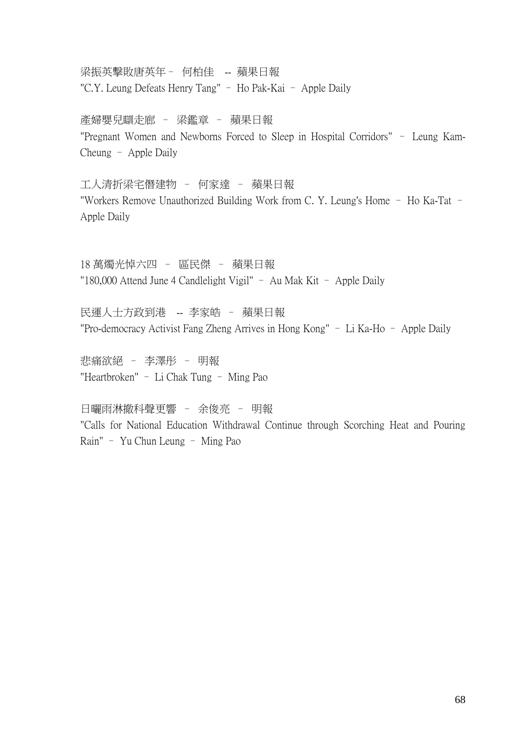梁振英擊敗唐英年－ 何柏佳 -- 蘋果日報
"C.Y. Leung Defeats Henry Tang" – Ho Pak-Kai – Apple Daily

產婦嬰兒瞓走廊 – 梁鑑章 – 蘋果日報
"Pregnant Women and Newborns Forced to Sleep in Hospital Corridors" – Leung Kam-Cheung – Apple Daily

工人清折梁宅僭建物 – 何家達 – 蘋果日報
"Workers Remove Unauthorized Building Work from C. Y. Leung's Home – Ho Ka-Tat – Apple Daily

18 萬燭光悼六四 – 區民傑 – 蘋果日報
"180,000 Attend June 4 Candlelight Vigil" – Au Mak Kit – Apple Daily

民運人士方政到港 -- 李家皓 – 蘋果日報
"Pro-democracy Activist Fang Zheng Arrives in Hong Kong" – Li Ka-Ho – Apple Daily

悲痛欲絕 – 李澤彤 – 明報
"Heartbroken" – Li Chak Tung – Ming Pao

日曬雨淋撤科聲更響 – 余俊亮 – 明報
"Calls for National Education Withdrawal Continue through Scorching Heat and Pouring Rain" – Yu Chun Leung – Ming Pao